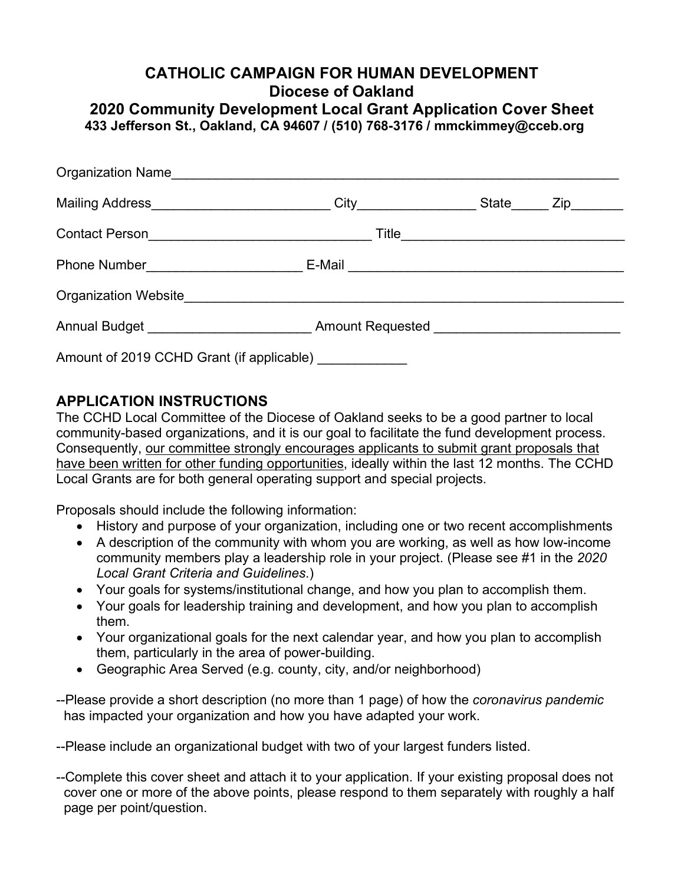# CATHOLIC CAMPAIGN FOR HUMAN DEVELOPMENT
## Diocese of Oakland
## 2020 Community Development Local Grant Application Cover Sheet

**433 Jefferson St., Oakland, CA 94607 / (510) 768-3176 / mmckimmey@cceb.org**

Organization Name_______________________________________________________________

Mailing Address________________________ City________________ State_____ Zip_______

Contact Person_____________________________ Title_____________________________

Phone Number____________________ E-Mail _____________________________________

Organization Website_____________________________________________________________

Annual Budget _____________________ Amount Requested ________________________

Amount of 2019 CCHD Grant (if applicable) ____________

## APPLICATION INSTRUCTIONS

The CCHD Local Committee of the Diocese of Oakland seeks to be a good partner to local community-based organizations, and it is our goal to facilitate the fund development process. Consequently, <u>our committee strongly encourages applicants to submit grant proposals that have been written for other funding opportunities</u>, ideally within the last 12 months. The CCHD Local Grants are for both general operating support and special projects.

Proposals should include the following information:

- History and purpose of your organization, including one or two recent accomplishments
- A description of the community with whom you are working, as well as how low-income community members play a leadership role in your project. (Please see #1 in the *2020 Local Grant Criteria and Guidelines*.)
- Your goals for systems/institutional change, and how you plan to accomplish them.
- Your goals for leadership training and development, and how you plan to accomplish them.
- Your organizational goals for the next calendar year, and how you plan to accomplish them, particularly in the area of power-building.
- Geographic Area Served (e.g. county, city, and/or neighborhood)

--Please provide a short description (no more than 1 page) of how the *coronavirus pandemic* has impacted your organization and how you have adapted your work.

--Please include an organizational budget with two of your largest funders listed.

--Complete this cover sheet and attach it to your application. If your existing proposal does not cover one or more of the above points, please respond to them separately with roughly a half page per point/question.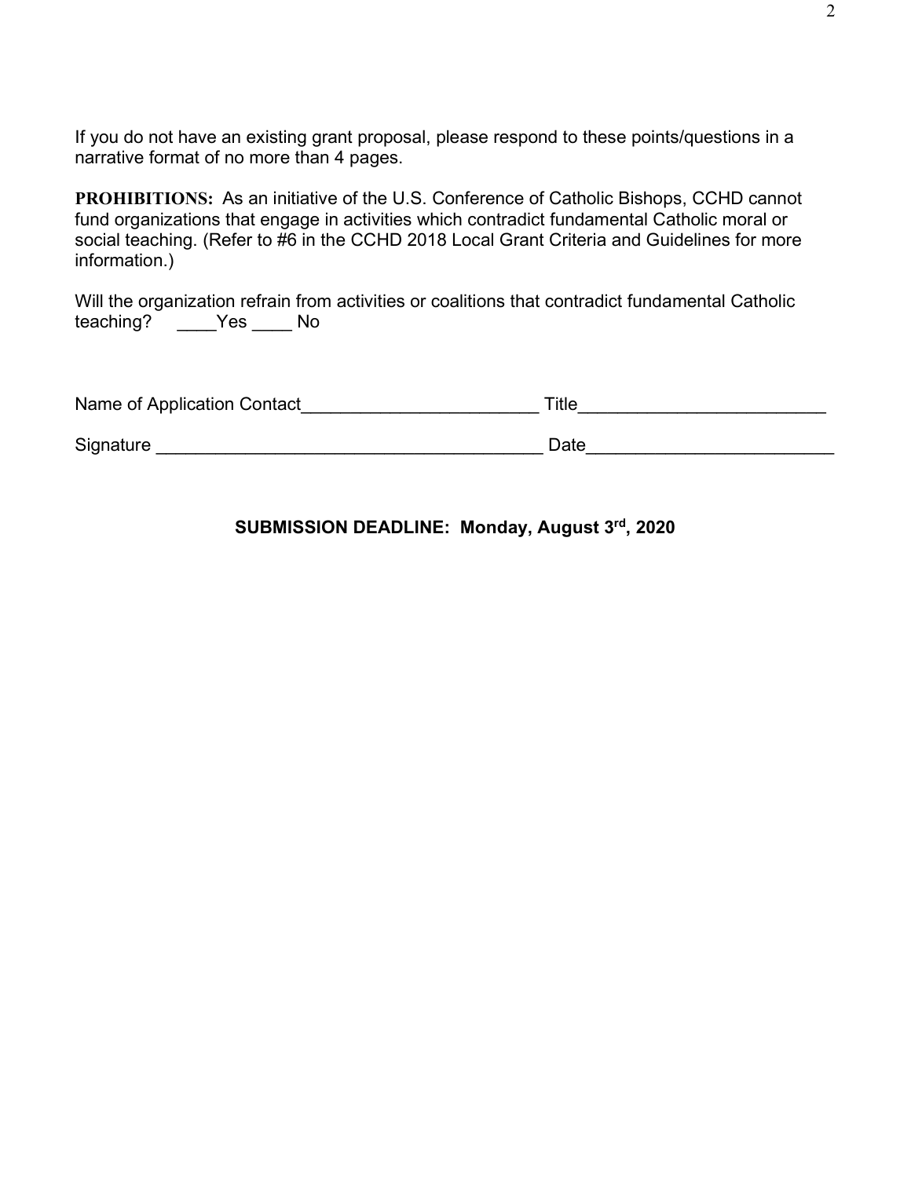If you do not have an existing grant proposal, please respond to these points/questions in a narrative format of no more than 4 pages.

**PROHIBITIONS:** As an initiative of the U.S. Conference of Catholic Bishops, CCHD cannot fund organizations that engage in activities which contradict fundamental Catholic moral or social teaching. (Refer to #6 in the CCHD 2018 Local Grant Criteria and Guidelines for more information.)

Will the organization refrain from activities or coalitions that contradict fundamental Catholic teaching? ____Yes ____ No

Name of Application Contact________________________ Title_________________________

Signature _______________________________________ Date_________________________

**SUBMISSION DEADLINE: Monday, August 3rd, 2020**